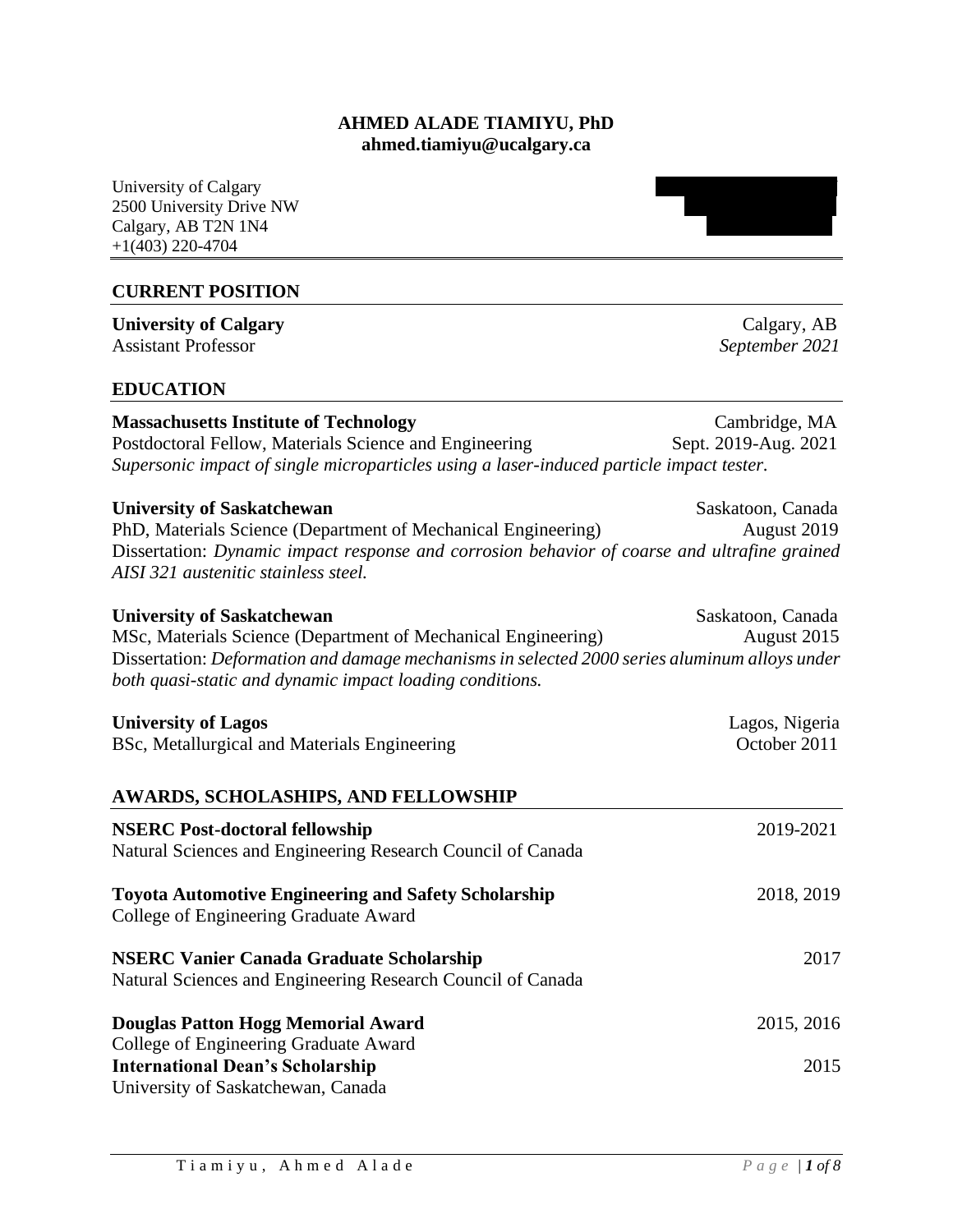**AHMED ALADE TIAMIYU, PhD**
**ahmed.tiamiyu@ucalgary.ca**

University of Calgary
2500 University Drive NW
Calgary, AB T2N 1N4
+1(403) 220-4704

## CURRENT POSITION

**University of Calgary** — Calgary, AB
Assistant Professor — *September 2021*

## EDUCATION

**Massachusetts Institute of Technology** — Cambridge, MA
Postdoctoral Fellow, Materials Science and Engineering — Sept. 2019-Aug. 2021
*Supersonic impact of single microparticles using a laser-induced particle impact tester.*

**University of Saskatchewan** — Saskatoon, Canada
PhD, Materials Science (Department of Mechanical Engineering) — August 2019
Dissertation: *Dynamic impact response and corrosion behavior of coarse and ultrafine grained AISI 321 austenitic stainless steel.*

**University of Saskatchewan** — Saskatoon, Canada
MSc, Materials Science (Department of Mechanical Engineering) — August 2015
Dissertation: *Deformation and damage mechanisms in selected 2000 series aluminum alloys under both quasi-static and dynamic impact loading conditions.*

**University of Lagos** — Lagos, Nigeria
BSc, Metallurgical and Materials Engineering — October 2011

## AWARDS, SCHOLASHIPS, AND FELLOWSHIP

**NSERC Post-doctoral fellowship** — 2019-2021
Natural Sciences and Engineering Research Council of Canada

**Toyota Automotive Engineering and Safety Scholarship** — 2018, 2019
College of Engineering Graduate Award

**NSERC Vanier Canada Graduate Scholarship** — 2017
Natural Sciences and Engineering Research Council of Canada

**Douglas Patton Hogg Memorial Award** — 2015, 2016
College of Engineering Graduate Award

**International Dean's Scholarship** — 2015
University of Saskatchewan, Canada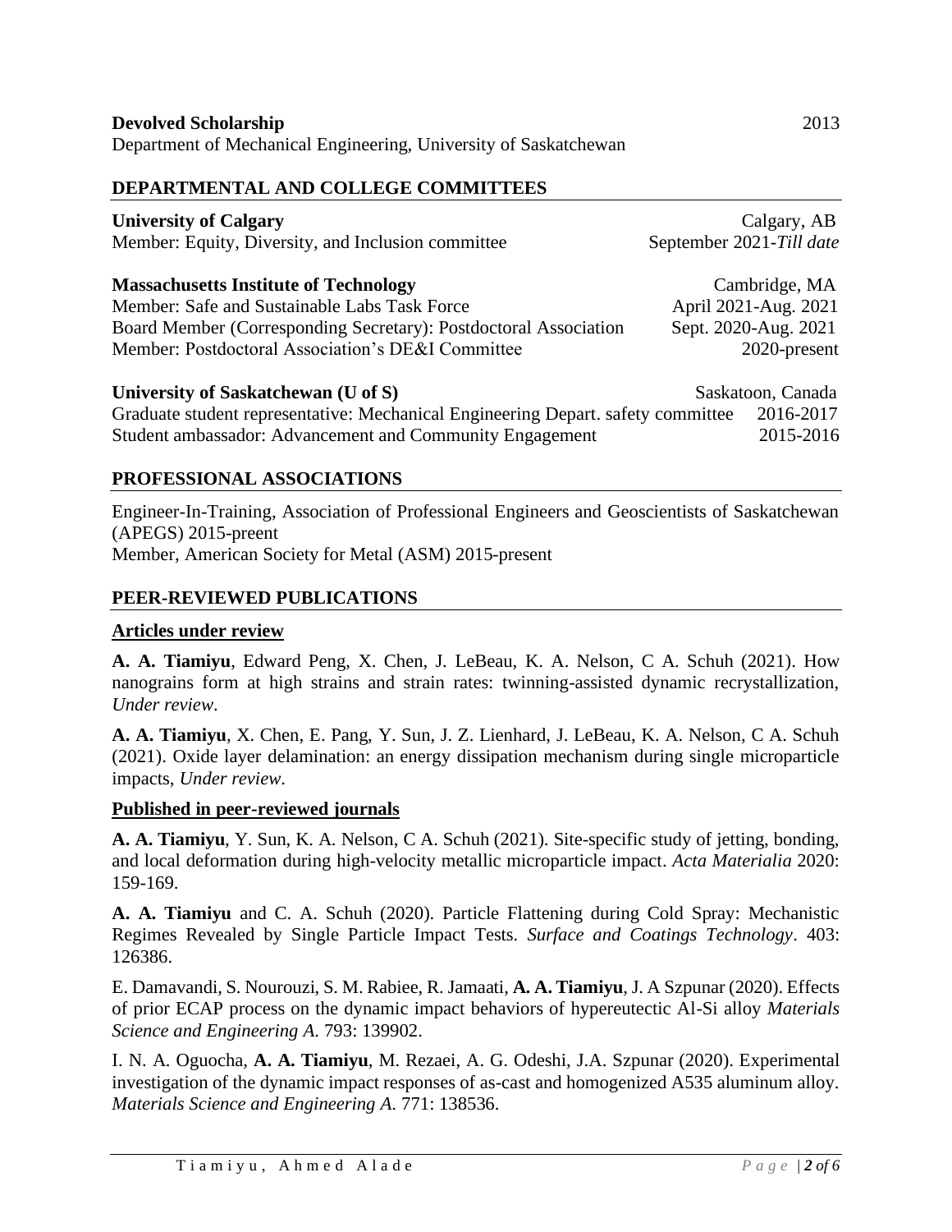**Devolved Scholarship** 2013

Department of Mechanical Engineering, University of Saskatchewan

## DEPARTMENTAL AND COLLEGE COMMITTEES

**University of Calgary** Calgary, AB

Member: Equity, Diversity, and Inclusion committee September 2021-*Till date*

**Massachusetts Institute of Technology** Cambridge, MA

Member: Safe and Sustainable Labs Task Force April 2021-Aug. 2021

Board Member (Corresponding Secretary): Postdoctoral Association Sept. 2020-Aug. 2021

Member: Postdoctoral Association's DE&I Committee 2020-present

**University of Saskatchewan (U of S)** Saskatoon, Canada

Graduate student representative: Mechanical Engineering Depart. safety committee 2016-2017

Student ambassador: Advancement and Community Engagement 2015-2016

## PROFESSIONAL ASSOCIATIONS

Engineer-In-Training, Association of Professional Engineers and Geoscientists of Saskatchewan (APEGS) 2015-preent

Member, American Society for Metal (ASM) 2015-present

## PEER-REVIEWED PUBLICATIONS

### Articles under review

**A. A. Tiamiyu**, Edward Peng, X. Chen, J. LeBeau, K. A. Nelson, C A. Schuh (2021). How nanograins form at high strains and strain rates: twinning-assisted dynamic recrystallization, *Under review*.

**A. A. Tiamiyu**, X. Chen, E. Pang, Y. Sun, J. Z. Lienhard, J. LeBeau, K. A. Nelson, C A. Schuh (2021). Oxide layer delamination: an energy dissipation mechanism during single microparticle impacts, *Under review*.

### Published in peer-reviewed journals

**A. A. Tiamiyu**, Y. Sun, K. A. Nelson, C A. Schuh (2021). Site-specific study of jetting, bonding, and local deformation during high-velocity metallic microparticle impact. *Acta Materialia* 2020: 159-169.

**A. A. Tiamiyu** and C. A. Schuh (2020). Particle Flattening during Cold Spray: Mechanistic Regimes Revealed by Single Particle Impact Tests. *Surface and Coatings Technology*. 403: 126386.

E. Damavandi, S. Nourouzi, S. M. Rabiee, R. Jamaati, **A. A. Tiamiyu**, J. A Szpunar (2020). Effects of prior ECAP process on the dynamic impact behaviors of hypereutectic Al-Si alloy *Materials Science and Engineering A*. 793: 139902.

I. N. A. Oguocha, **A. A. Tiamiyu**, M. Rezaei, A. G. Odeshi, J.A. Szpunar (2020). Experimental investigation of the dynamic impact responses of as-cast and homogenized A535 aluminum alloy. *Materials Science and Engineering A*. 771: 138536.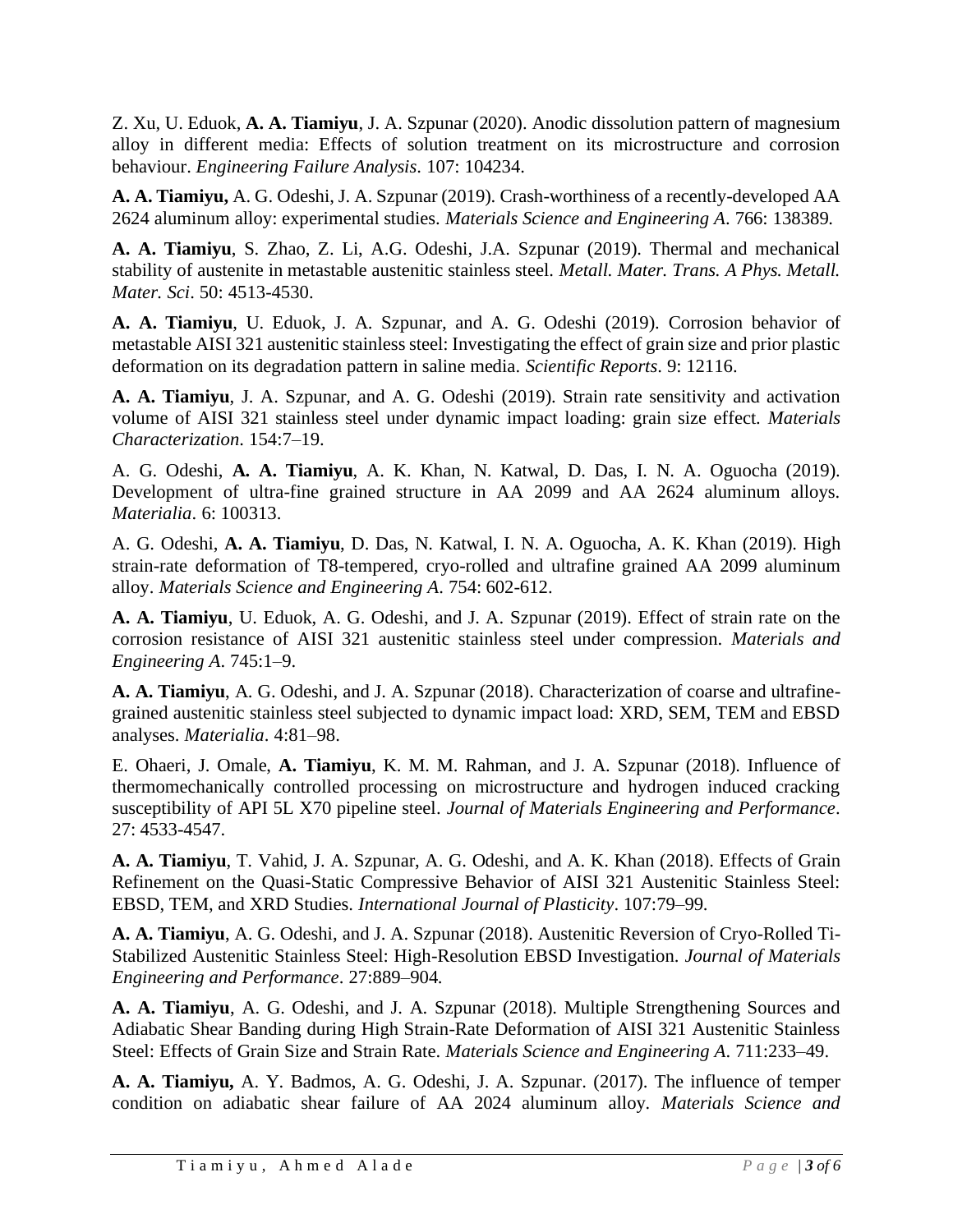Z. Xu, U. Eduok, **A. A. Tiamiyu**, J. A. Szpunar (2020). Anodic dissolution pattern of magnesium alloy in different media: Effects of solution treatment on its microstructure and corrosion behaviour. *Engineering Failure Analysis*. 107: 104234.

**A. A. Tiamiyu,** A. G. Odeshi, J. A. Szpunar (2019). Crash-worthiness of a recently-developed AA 2624 aluminum alloy: experimental studies. *Materials Science and Engineering A*. 766: 138389.

**A. A. Tiamiyu**, S. Zhao, Z. Li, A.G. Odeshi, J.A. Szpunar (2019). Thermal and mechanical stability of austenite in metastable austenitic stainless steel. *Metall. Mater. Trans. A Phys. Metall. Mater. Sci*. 50: 4513-4530.

**A. A. Tiamiyu**, U. Eduok, J. A. Szpunar, and A. G. Odeshi (2019). Corrosion behavior of metastable AISI 321 austenitic stainless steel: Investigating the effect of grain size and prior plastic deformation on its degradation pattern in saline media. *Scientific Reports*. 9: 12116.

**A. A. Tiamiyu**, J. A. Szpunar, and A. G. Odeshi (2019). Strain rate sensitivity and activation volume of AISI 321 stainless steel under dynamic impact loading: grain size effect. *Materials Characterization*. 154:7–19.

A. G. Odeshi, **A. A. Tiamiyu**, A. K. Khan, N. Katwal, D. Das, I. N. A. Oguocha (2019). Development of ultra-fine grained structure in AA 2099 and AA 2624 aluminum alloys. *Materialia*. 6: 100313.

A. G. Odeshi, **A. A. Tiamiyu**, D. Das, N. Katwal, I. N. A. Oguocha, A. K. Khan (2019). High strain-rate deformation of T8-tempered, cryo-rolled and ultrafine grained AA 2099 aluminum alloy. *Materials Science and Engineering A*. 754: 602-612.

**A. A. Tiamiyu**, U. Eduok, A. G. Odeshi, and J. A. Szpunar (2019). Effect of strain rate on the corrosion resistance of AISI 321 austenitic stainless steel under compression. *Materials and Engineering A*. 745:1–9.

**A. A. Tiamiyu**, A. G. Odeshi, and J. A. Szpunar (2018). Characterization of coarse and ultrafine-grained austenitic stainless steel subjected to dynamic impact load: XRD, SEM, TEM and EBSD analyses. *Materialia*. 4:81–98.

E. Ohaeri, J. Omale, **A. Tiamiyu**, K. M. M. Rahman, and J. A. Szpunar (2018). Influence of thermomechanically controlled processing on microstructure and hydrogen induced cracking susceptibility of API 5L X70 pipeline steel. *Journal of Materials Engineering and Performance*. 27: 4533-4547.

**A. A. Tiamiyu**, T. Vahid, J. A. Szpunar, A. G. Odeshi, and A. K. Khan (2018). Effects of Grain Refinement on the Quasi-Static Compressive Behavior of AISI 321 Austenitic Stainless Steel: EBSD, TEM, and XRD Studies. *International Journal of Plasticity*. 107:79–99.

**A. A. Tiamiyu**, A. G. Odeshi, and J. A. Szpunar (2018). Austenitic Reversion of Cryo-Rolled Ti-Stabilized Austenitic Stainless Steel: High-Resolution EBSD Investigation. *Journal of Materials Engineering and Performance*. 27:889–904.

**A. A. Tiamiyu**, A. G. Odeshi, and J. A. Szpunar (2018). Multiple Strengthening Sources and Adiabatic Shear Banding during High Strain-Rate Deformation of AISI 321 Austenitic Stainless Steel: Effects of Grain Size and Strain Rate. *Materials Science and Engineering A*. 711:233–49.

**A. A. Tiamiyu,** A. Y. Badmos, A. G. Odeshi, J. A. Szpunar. (2017). The influence of temper condition on adiabatic shear failure of AA 2024 aluminum alloy. *Materials Science and*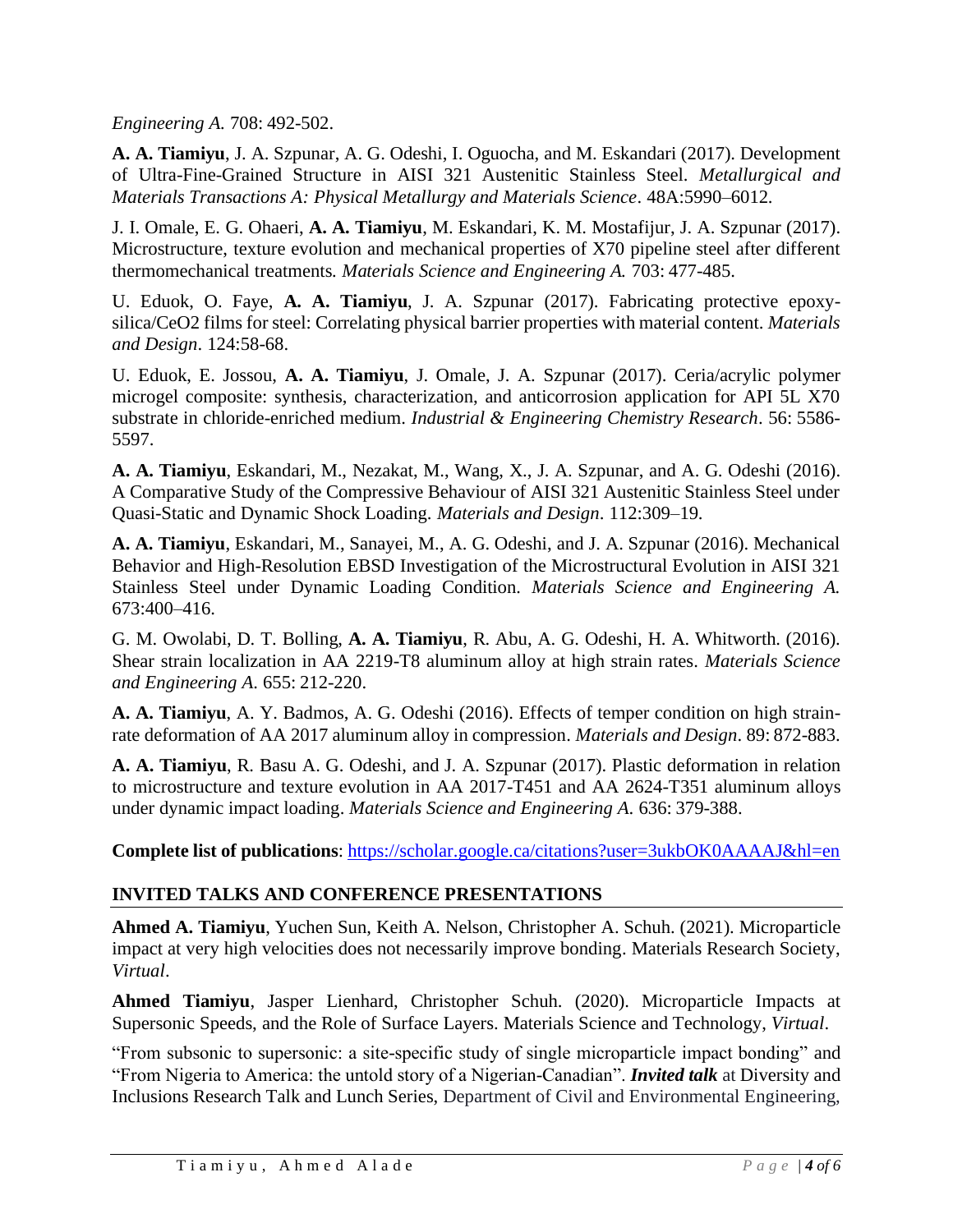*Engineering A.* 708: 492-502.

**A. A. Tiamiyu**, J. A. Szpunar, A. G. Odeshi, I. Oguocha, and M. Eskandari (2017). Development of Ultra-Fine-Grained Structure in AISI 321 Austenitic Stainless Steel. *Metallurgical and Materials Transactions A: Physical Metallurgy and Materials Science*. 48A:5990–6012.

J. I. Omale, E. G. Ohaeri, **A. A. Tiamiyu**, M. Eskandari, K. M. Mostafijur, J. A. Szpunar (2017). Microstructure, texture evolution and mechanical properties of X70 pipeline steel after different thermomechanical treatments. *Materials Science and Engineering A.* 703: 477-485.

U. Eduok, O. Faye, **A. A. Tiamiyu**, J. A. Szpunar (2017). Fabricating protective epoxy-silica/CeO2 films for steel: Correlating physical barrier properties with material content. *Materials and Design*. 124:58-68.

U. Eduok, E. Jossou, **A. A. Tiamiyu**, J. Omale, J. A. Szpunar (2017). Ceria/acrylic polymer microgel composite: synthesis, characterization, and anticorrosion application for API 5L X70 substrate in chloride-enriched medium. *Industrial & Engineering Chemistry Research*. 56: 5586-5597.

**A. A. Tiamiyu**, Eskandari, M., Nezakat, M., Wang, X., J. A. Szpunar, and A. G. Odeshi (2016). A Comparative Study of the Compressive Behaviour of AISI 321 Austenitic Stainless Steel under Quasi-Static and Dynamic Shock Loading. *Materials and Design*. 112:309–19.

**A. A. Tiamiyu**, Eskandari, M., Sanayei, M., A. G. Odeshi, and J. A. Szpunar (2016). Mechanical Behavior and High-Resolution EBSD Investigation of the Microstructural Evolution in AISI 321 Stainless Steel under Dynamic Loading Condition. *Materials Science and Engineering A.* 673:400–416.

G. M. Owolabi, D. T. Bolling, **A. A. Tiamiyu**, R. Abu, A. G. Odeshi, H. A. Whitworth. (2016). Shear strain localization in AA 2219-T8 aluminum alloy at high strain rates. *Materials Science and Engineering A.* 655: 212-220.

**A. A. Tiamiyu**, A. Y. Badmos, A. G. Odeshi (2016). Effects of temper condition on high strain-rate deformation of AA 2017 aluminum alloy in compression. *Materials and Design*. 89: 872-883.

**A. A. Tiamiyu**, R. Basu A. G. Odeshi, and J. A. Szpunar (2017). Plastic deformation in relation to microstructure and texture evolution in AA 2017-T451 and AA 2624-T351 aluminum alloys under dynamic impact loading. *Materials Science and Engineering A.* 636: 379-388.

**Complete list of publications**: https://scholar.google.ca/citations?user=3ukbOK0AAAAJ&hl=en

## INVITED TALKS AND CONFERENCE PRESENTATIONS

**Ahmed A. Tiamiyu**, Yuchen Sun, Keith A. Nelson, Christopher A. Schuh. (2021). Microparticle impact at very high velocities does not necessarily improve bonding. Materials Research Society, *Virtual*.

**Ahmed Tiamiyu**, Jasper Lienhard, Christopher Schuh. (2020). Microparticle Impacts at Supersonic Speeds, and the Role of Surface Layers. Materials Science and Technology, *Virtual*.

"From subsonic to supersonic: a site-specific study of single microparticle impact bonding" and "From Nigeria to America: the untold story of a Nigerian-Canadian". ***Invited talk*** at Diversity and Inclusions Research Talk and Lunch Series, Department of Civil and Environmental Engineering,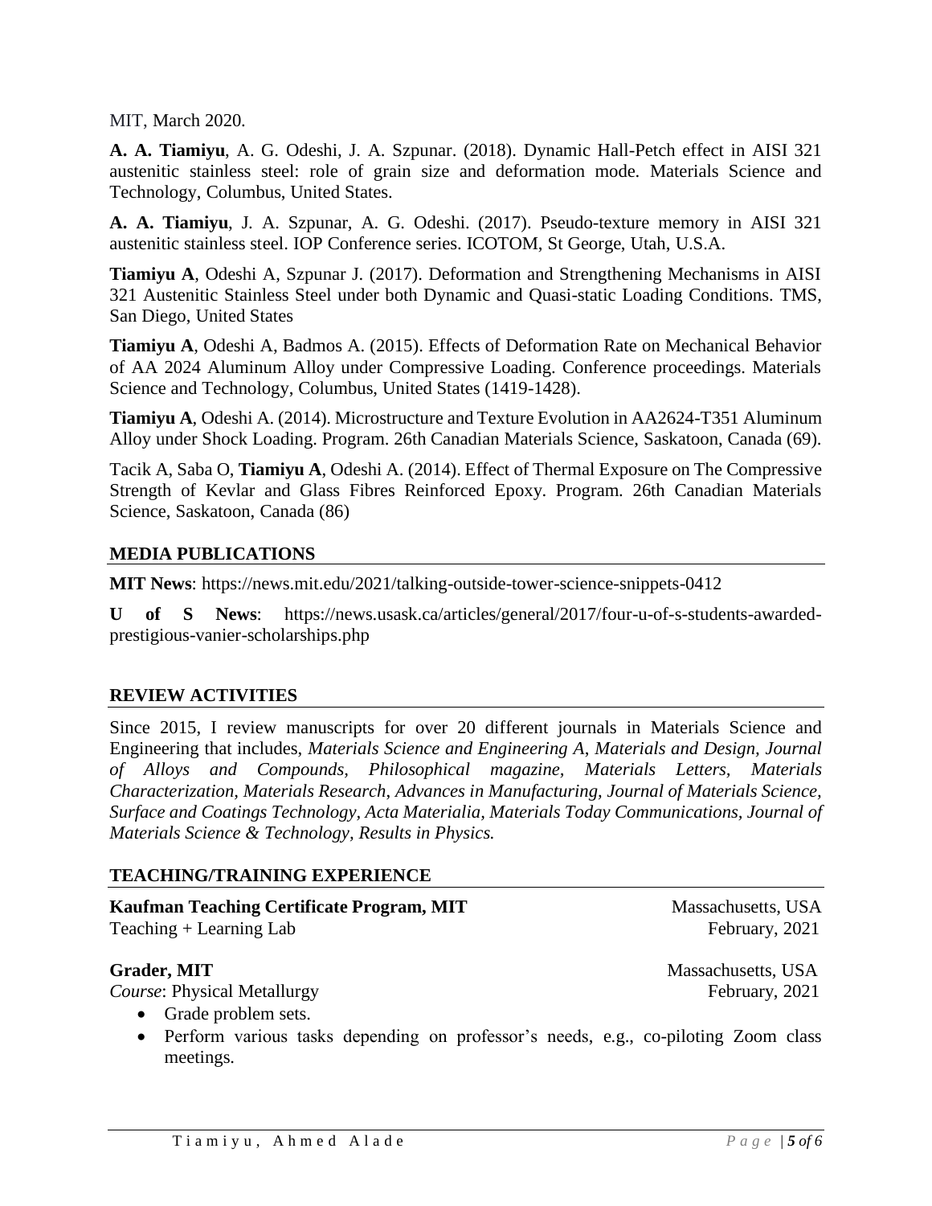MIT, March 2020.

**A. A. Tiamiyu**, A. G. Odeshi, J. A. Szpunar. (2018). Dynamic Hall-Petch effect in AISI 321 austenitic stainless steel: role of grain size and deformation mode. Materials Science and Technology, Columbus, United States.

**A. A. Tiamiyu**, J. A. Szpunar, A. G. Odeshi. (2017). Pseudo-texture memory in AISI 321 austenitic stainless steel. IOP Conference series. ICOTOM, St George, Utah, U.S.A.

**Tiamiyu A**, Odeshi A, Szpunar J. (2017). Deformation and Strengthening Mechanisms in AISI 321 Austenitic Stainless Steel under both Dynamic and Quasi-static Loading Conditions. TMS, San Diego, United States

**Tiamiyu A**, Odeshi A, Badmos A. (2015). Effects of Deformation Rate on Mechanical Behavior of AA 2024 Aluminum Alloy under Compressive Loading. Conference proceedings. Materials Science and Technology, Columbus, United States (1419-1428).

**Tiamiyu A**, Odeshi A. (2014). Microstructure and Texture Evolution in AA2624-T351 Aluminum Alloy under Shock Loading. Program. 26th Canadian Materials Science, Saskatoon, Canada (69).

Tacik A, Saba O, **Tiamiyu A**, Odeshi A. (2014). Effect of Thermal Exposure on The Compressive Strength of Kevlar and Glass Fibres Reinforced Epoxy. Program. 26th Canadian Materials Science, Saskatoon, Canada (86)

## MEDIA PUBLICATIONS

**MIT News**: https://news.mit.edu/2021/talking-outside-tower-science-snippets-0412

**U of S News**: https://news.usask.ca/articles/general/2017/four-u-of-s-students-awarded-prestigious-vanier-scholarships.php

## REVIEW ACTIVITIES

Since 2015, I review manuscripts for over 20 different journals in Materials Science and Engineering that includes, *Materials Science and Engineering A, Materials and Design, Journal of Alloys and Compounds, Philosophical magazine, Materials Letters, Materials Characterization, Materials Research, Advances in Manufacturing, Journal of Materials Science, Surface and Coatings Technology, Acta Materialia, Materials Today Communications, Journal of Materials Science & Technology, Results in Physics.*

## TEACHING/TRAINING EXPERIENCE

**Kaufman Teaching Certificate Program, MIT** — Massachusetts, USA
Teaching + Learning Lab — February, 2021

**Grader, MIT** — Massachusetts, USA
*Course*: Physical Metallurgy — February, 2021

- Grade problem sets.
- Perform various tasks depending on professor's needs, e.g., co-piloting Zoom class meetings.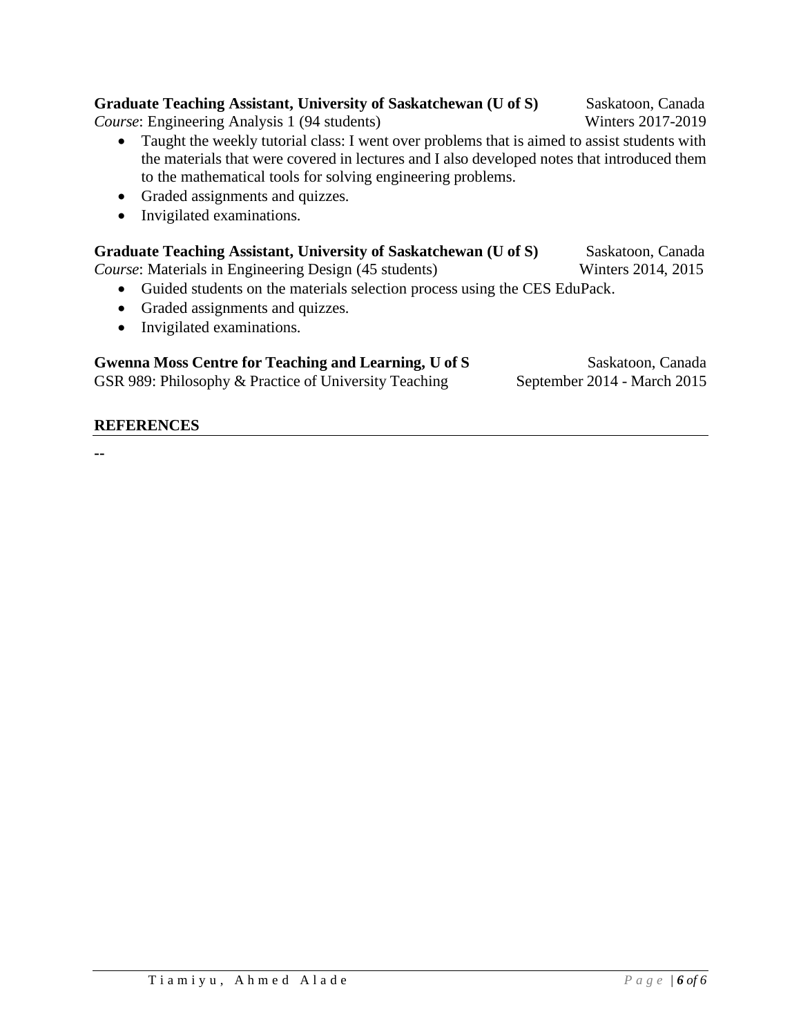**Graduate Teaching Assistant, University of Saskatchewan (U of S)** Saskatoon, Canada
*Course*: Engineering Analysis 1 (94 students) Winters 2017-2019

- Taught the weekly tutorial class: I went over problems that is aimed to assist students with the materials that were covered in lectures and I also developed notes that introduced them to the mathematical tools for solving engineering problems.
- Graded assignments and quizzes.
- Invigilated examinations.

**Graduate Teaching Assistant, University of Saskatchewan (U of S)** Saskatoon, Canada
*Course*: Materials in Engineering Design (45 students) Winters 2014, 2015

- Guided students on the materials selection process using the CES EduPack.
- Graded assignments and quizzes.
- Invigilated examinations.

**Gwenna Moss Centre for Teaching and Learning, U of S** Saskatoon, Canada
GSR 989: Philosophy & Practice of University Teaching September 2014 - March 2015

## REFERENCES

--